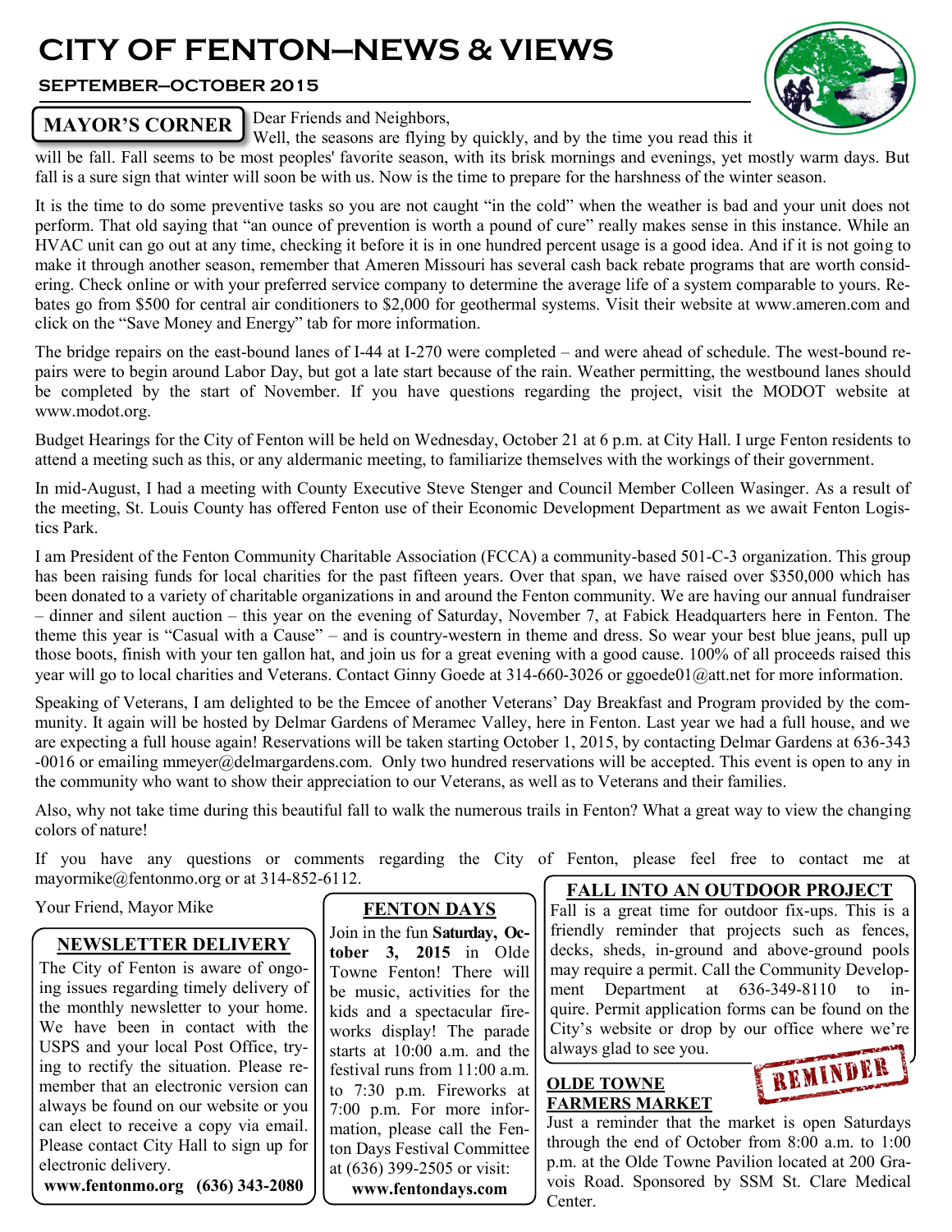# CITY OF FENTON—NEWS & VIEWS

**SEPTEMBER—OCTOBER 2015**

## MAYOR'S CORNER

Dear Friends and Neighbors,

Well, the seasons are flying by quickly, and by the time you read this it will be fall. Fall seems to be most peoples' favorite season, with its brisk mornings and evenings, yet mostly warm days. But fall is a sure sign that winter will soon be with us. Now is the time to prepare for the harshness of the winter season.

It is the time to do some preventive tasks so you are not caught "in the cold" when the weather is bad and your unit does not perform. That old saying that "an ounce of prevention is worth a pound of cure" really makes sense in this instance. While an HVAC unit can go out at any time, checking it before it is in one hundred percent usage is a good idea. And if it is not going to make it through another season, remember that Ameren Missouri has several cash back rebate programs that are worth considering. Check online or with your preferred service company to determine the average life of a system comparable to yours. Rebates go from $500 for central air conditioners to $2,000 for geothermal systems. Visit their website at www.ameren.com and click on the "Save Money and Energy" tab for more information.

The bridge repairs on the east-bound lanes of I-44 at I-270 were completed – and were ahead of schedule. The west-bound repairs were to begin around Labor Day, but got a late start because of the rain. Weather permitting, the westbound lanes should be completed by the start of November. If you have questions regarding the project, visit the MODOT website at www.modot.org.

Budget Hearings for the City of Fenton will be held on Wednesday, October 21 at 6 p.m. at City Hall. I urge Fenton residents to attend a meeting such as this, or any aldermanic meeting, to familiarize themselves with the workings of their government.

In mid-August, I had a meeting with County Executive Steve Stenger and Council Member Colleen Wasinger. As a result of the meeting, St. Louis County has offered Fenton use of their Economic Development Department as we await Fenton Logistics Park.

I am President of the Fenton Community Charitable Association (FCCA) a community-based 501-C-3 organization. This group has been raising funds for local charities for the past fifteen years. Over that span, we have raised over $350,000 which has been donated to a variety of charitable organizations in and around the Fenton community. We are having our annual fundraiser – dinner and silent auction – this year on the evening of Saturday, November 7, at Fabick Headquarters here in Fenton. The theme this year is "Casual with a Cause" – and is country-western in theme and dress. So wear your best blue jeans, pull up those boots, finish with your ten gallon hat, and join us for a great evening with a good cause. 100% of all proceeds raised this year will go to local charities and Veterans. Contact Ginny Goede at 314-660-3026 or ggoede01@att.net for more information.

Speaking of Veterans, I am delighted to be the Emcee of another Veterans' Day Breakfast and Program provided by the community. It again will be hosted by Delmar Gardens of Meramec Valley, here in Fenton. Last year we had a full house, and we are expecting a full house again! Reservations will be taken starting October 1, 2015, by contacting Delmar Gardens at 636-343-0016 or emailing mmeyer@delmargardens.com. Only two hundred reservations will be accepted. This event is open to any in the community who want to show their appreciation to our Veterans, as well as to Veterans and their families.

Also, why not take time during this beautiful fall to walk the numerous trails in Fenton? What a great way to view the changing colors of nature!

If you have any questions or comments regarding the City of Fenton, please feel free to contact me at mayormike@fentonmo.org or at 314-852-6112.

Your Friend, Mayor Mike

## NEWSLETTER DELIVERY

The City of Fenton is aware of ongoing issues regarding timely delivery of the monthly newsletter to your home. We have been in contact with the USPS and your local Post Office, trying to rectify the situation. Please remember that an electronic version can always be found on our website or you can elect to receive a copy via email. Please contact City Hall to sign up for electronic delivery.

**www.fentonmo.org (636) 343-2080**

## FENTON DAYS

Join in the fun **Saturday, October 3, 2015** in Olde Towne Fenton! There will be music, activities for the kids and a spectacular fireworks display! The parade starts at 10:00 a.m. and the festival runs from 11:00 a.m. to 7:30 p.m. Fireworks at 7:00 p.m. For more information, please call the Fenton Days Festival Committee at (636) 399-2505 or visit:

**www.fentondays.com**

## FALL INTO AN OUTDOOR PROJECT

Fall is a great time for outdoor fix-ups. This is a friendly reminder that projects such as fences, decks, sheds, in-ground and above-ground pools may require a permit. Call the Community Development Department at 636-349-8110 to inquire. Permit application forms can be found on the City's website or drop by our office where we're always glad to see you.

REMINDER

## OLDE TOWNE FARMERS MARKET

Just a reminder that the market is open Saturdays through the end of October from 8:00 a.m. to 1:00 p.m. at the Olde Towne Pavilion located at 200 Gravois Road. Sponsored by SSM St. Clare Medical Center.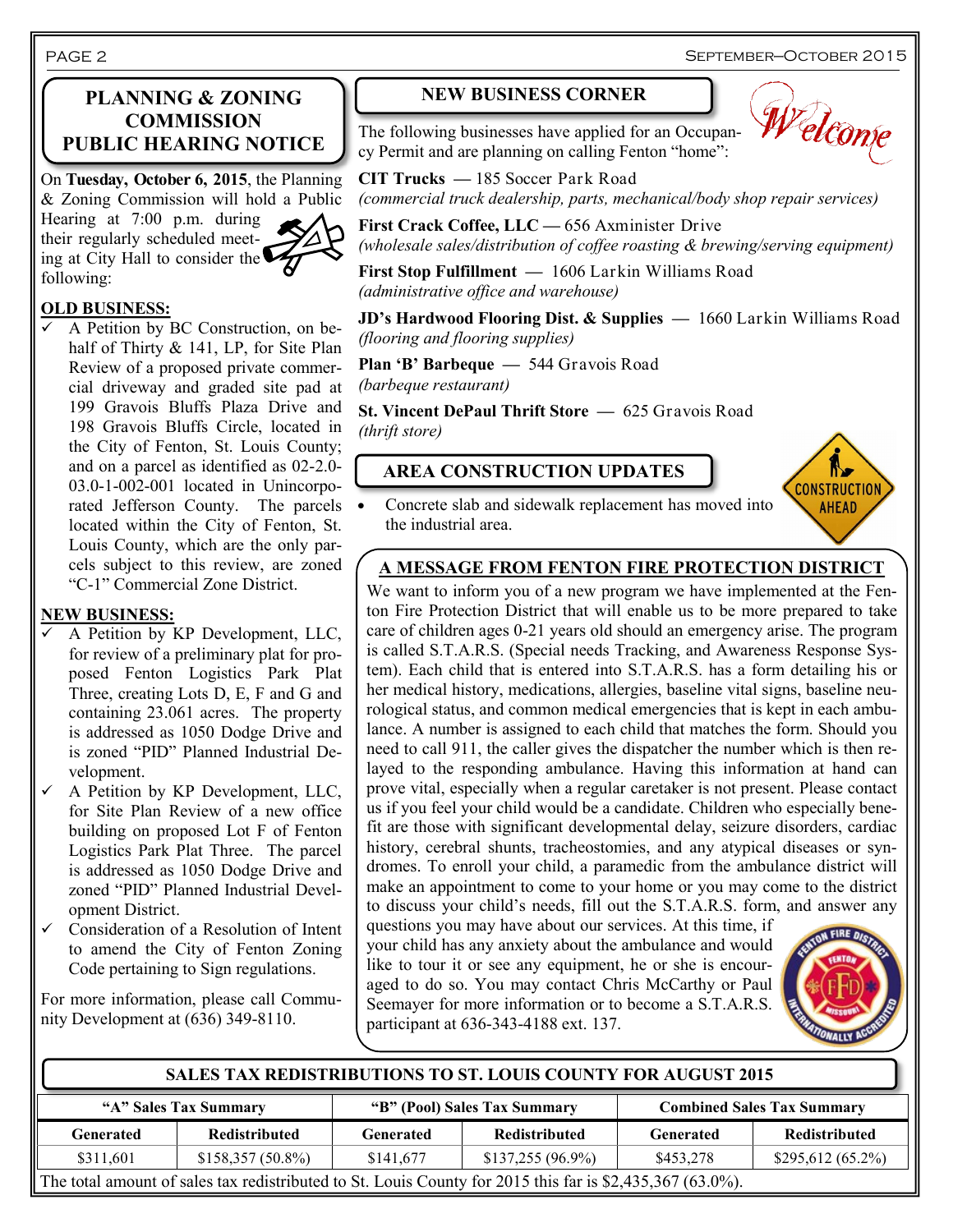## PLANNING & ZONING COMMISSION PUBLIC HEARING NOTICE

On **Tuesday, October 6, 2015**, the Planning & Zoning Commission will hold a Public Hearing at 7:00 p.m. during their regularly scheduled meeting at City Hall to consider the following:

**OLD BUSINESS:**

- ✓ A Petition by BC Construction, on behalf of Thirty & 141, LP, for Site Plan Review of a proposed private commercial driveway and graded site pad at 199 Gravois Bluffs Plaza Drive and 198 Gravois Bluffs Circle, located in the City of Fenton, St. Louis County; and on a parcel as identified as 02-2.0-03.0-1-002-001 located in Unincorporated Jefferson County. The parcels located within the City of Fenton, St. Louis County, which are the only parcels subject to this review, are zoned "C-1" Commercial Zone District.

**NEW BUSINESS:**

- ✓ A Petition by KP Development, LLC, for review of a preliminary plat for proposed Fenton Logistics Park Plat Three, creating Lots D, E, F and G and containing 23.061 acres. The property is addressed as 1050 Dodge Drive and is zoned "PID" Planned Industrial Development.
- ✓ A Petition by KP Development, LLC, for Site Plan Review of a new office building on proposed Lot F of Fenton Logistics Park Plat Three. The parcel is addressed as 1050 Dodge Drive and zoned "PID" Planned Industrial Development District.
- ✓ Consideration of a Resolution of Intent to amend the City of Fenton Zoning Code pertaining to Sign regulations.

For more information, please call Community Development at (636) 349-8110.

## NEW BUSINESS CORNER

Welcome

The following businesses have applied for an Occupancy Permit and are planning on calling Fenton "home":

**CIT Trucks** — 185 Soccer Park Road
*(commercial truck dealership, parts, mechanical/body shop repair services)*

**First Crack Coffee, LLC** — 656 Axminister Drive
*(wholesale sales/distribution of coffee roasting & brewing/serving equipment)*

**First Stop Fulfillment** — 1606 Larkin Williams Road
*(administrative office and warehouse)*

**JD's Hardwood Flooring Dist. & Supplies** — 1660 Larkin Williams Road
*(flooring and flooring supplies)*

**Plan 'B' Barbeque** — 544 Gravois Road
*(barbeque restaurant)*

**St. Vincent DePaul Thrift Store** — 625 Gravois Road
*(thrift store)*

## AREA CONSTRUCTION UPDATES

- Concrete slab and sidewalk replacement has moved into the industrial area.

## A MESSAGE FROM FENTON FIRE PROTECTION DISTRICT

We want to inform you of a new program we have implemented at the Fenton Fire Protection District that will enable us to be more prepared to take care of children ages 0-21 years old should an emergency arise. The program is called S.T.A.R.S. (Special needs Tracking, and Awareness Response System). Each child that is entered into S.T.A.R.S. has a form detailing his or her medical history, medications, allergies, baseline vital signs, baseline neurological status, and common medical emergencies that is kept in each ambulance. A number is assigned to each child that matches the form. Should you need to call 911, the caller gives the dispatcher the number which is then relayed to the responding ambulance. Having this information at hand can prove vital, especially when a regular caretaker is not present. Please contact us if you feel your child would be a candidate. Children who especially benefit are those with significant developmental delay, seizure disorders, cardiac history, cerebral shunts, tracheostomies, and any atypical diseases or syndromes. To enroll your child, a paramedic from the ambulance district will make an appointment to come to your home or you may come to the district to discuss your child's needs, fill out the S.T.A.R.S. form, and answer any questions you may have about our services. At this time, if your child has any anxiety about the ambulance and would like to tour it or see any equipment, he or she is encouraged to do so. You may contact Chris McCarthy or Paul Seemayer for more information or to become a S.T.A.R.S. participant at 636-343-4188 ext. 137.

## SALES TAX REDISTRIBUTIONS TO ST. LOUIS COUNTY FOR AUGUST 2015

| "A" Sales Tax Summary | | "B" (Pool) Sales Tax Summary | | Combined Sales Tax Summary | |
|---|---|---|---|---|---|
| Generated | Redistributed | Generated | Redistributed | Generated | Redistributed |
| $311,601 | $158,357 (50.8%) | $141,677 | $137,255 (96.9%) | $453,278 | $295,612 (65.2%) |

The total amount of sales tax redistributed to St. Louis County for 2015 this far is $2,435,367 (63.0%).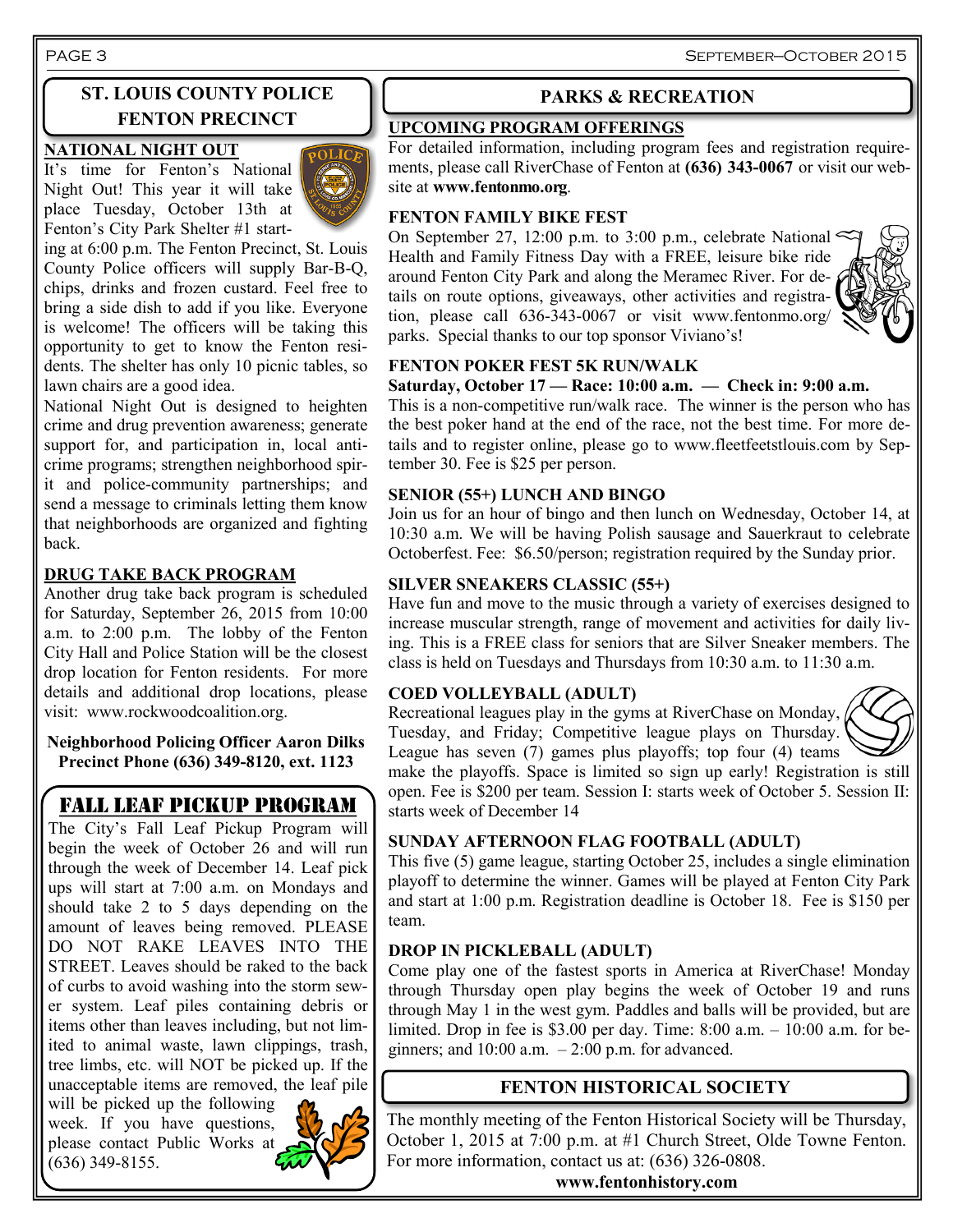## ST. LOUIS COUNTY POLICE FENTON PRECINCT

### NATIONAL NIGHT OUT

It's time for Fenton's National Night Out! This year it will take place Tuesday, October 13th at Fenton's City Park Shelter #1 starting at 6:00 p.m. The Fenton Precinct, St. Louis County Police officers will supply Bar-B-Q, chips, drinks and frozen custard. Feel free to bring a side dish to add if you like. Everyone is welcome! The officers will be taking this opportunity to get to know the Fenton residents. The shelter has only 10 picnic tables, so lawn chairs are a good idea.

National Night Out is designed to heighten crime and drug prevention awareness; generate support for, and participation in, local anti-crime programs; strengthen neighborhood spirit and police-community partnerships; and send a message to criminals letting them know that neighborhoods are organized and fighting back.

### DRUG TAKE BACK PROGRAM

Another drug take back program is scheduled for Saturday, September 26, 2015 from 10:00 a.m. to 2:00 p.m. The lobby of the Fenton City Hall and Police Station will be the closest drop location for Fenton residents. For more details and additional drop locations, please visit: www.rockwoodcoalition.org.

**Neighborhood Policing Officer Aaron Dilks**
**Precinct Phone (636) 349-8120, ext. 1123**

## FALL LEAF PICKUP PROGRAM

The City's Fall Leaf Pickup Program will begin the week of October 26 and will run through the week of December 14. Leaf pick ups will start at 7:00 a.m. on Mondays and should take 2 to 5 days depending on the amount of leaves being removed. PLEASE DO NOT RAKE LEAVES INTO THE STREET. Leaves should be raked to the back of curbs to avoid washing into the storm sewer system. Leaf piles containing debris or items other than leaves including, but not limited to animal waste, lawn clippings, trash, tree limbs, etc. will NOT be picked up. If the unacceptable items are removed, the leaf pile will be picked up the following week. If you have questions, please contact Public Works at (636) 349-8155.

## PARKS & RECREATION

### UPCOMING PROGRAM OFFERINGS

For detailed information, including program fees and registration requirements, please call RiverChase of Fenton at **(636) 343-0067** or visit our website at **www.fentonmo.org**.

### FENTON FAMILY BIKE FEST

On September 27, 12:00 p.m. to 3:00 p.m., celebrate National Health and Family Fitness Day with a FREE, leisure bike ride around Fenton City Park and along the Meramec River. For details on route options, giveaways, other activities and registration, please call 636-343-0067 or visit www.fentonmo.org/parks. Special thanks to our top sponsor Viviano's!

### FENTON POKER FEST 5K RUN/WALK

**Saturday, October 17 — Race: 10:00 a.m. — Check in: 9:00 a.m.**

This is a non-competitive run/walk race. The winner is the person who has the best poker hand at the end of the race, not the best time. For more details and to register online, please go to www.fleetfeetstlouis.com by September 30. Fee is $25 per person.

### SENIOR (55+) LUNCH AND BINGO

Join us for an hour of bingo and then lunch on Wednesday, October 14, at 10:30 a.m. We will be having Polish sausage and Sauerkraut to celebrate Octoberfest. Fee: $6.50/person; registration required by the Sunday prior.

### SILVER SNEAKERS CLASSIC (55+)

Have fun and move to the music through a variety of exercises designed to increase muscular strength, range of movement and activities for daily living. This is a FREE class for seniors that are Silver Sneaker members. The class is held on Tuesdays and Thursdays from 10:30 a.m. to 11:30 a.m.

### COED VOLLEYBALL (ADULT)

Recreational leagues play in the gyms at RiverChase on Monday, Tuesday, and Friday; Competitive league plays on Thursday. League has seven (7) games plus playoffs; top four (4) teams make the playoffs. Space is limited so sign up early! Registration is still open. Fee is $200 per team. Session I: starts week of October 5. Session II: starts week of December 14

### SUNDAY AFTERNOON FLAG FOOTBALL (ADULT)

This five (5) game league, starting October 25, includes a single elimination playoff to determine the winner. Games will be played at Fenton City Park and start at 1:00 p.m. Registration deadline is October 18. Fee is $150 per team.

### DROP IN PICKLEBALL (ADULT)

Come play one of the fastest sports in America at RiverChase! Monday through Thursday open play begins the week of October 19 and runs through May 1 in the west gym. Paddles and balls will be provided, but are limited. Drop in fee is $3.00 per day. Time: 8:00 a.m. – 10:00 a.m. for beginners; and 10:00 a.m. – 2:00 p.m. for advanced.

## FENTON HISTORICAL SOCIETY

The monthly meeting of the Fenton Historical Society will be Thursday, October 1, 2015 at 7:00 p.m. at #1 Church Street, Olde Towne Fenton. For more information, contact us at: (636) 326-0808.

**www.fentonhistory.com**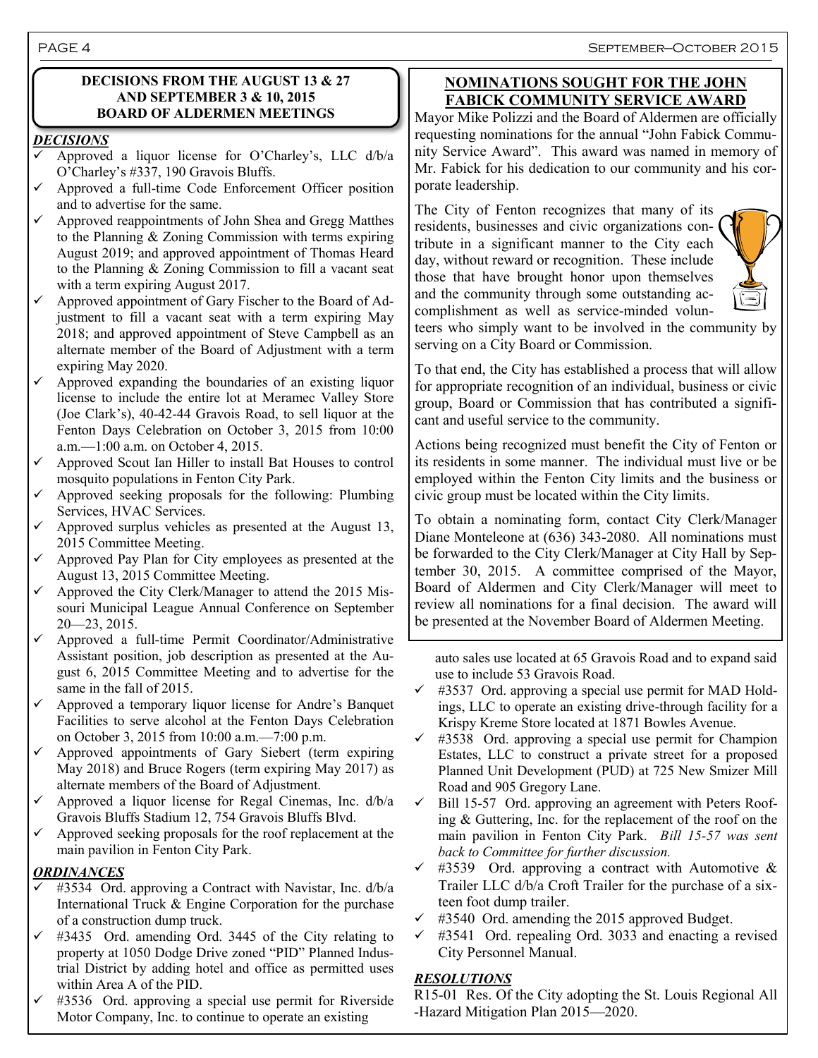## DECISIONS FROM THE AUGUST 13 & 27 AND SEPTEMBER 3 & 10, 2015 BOARD OF ALDERMEN MEETINGS

### *DECISIONS*

- ✓ Approved a liquor license for O'Charley's, LLC d/b/a O'Charley's #337, 190 Gravois Bluffs.
- ✓ Approved a full-time Code Enforcement Officer position and to advertise for the same.
- ✓ Approved reappointments of John Shea and Gregg Matthes to the Planning & Zoning Commission with terms expiring August 2019; and approved appointment of Thomas Heard to the Planning & Zoning Commission to fill a vacant seat with a term expiring August 2017.
- ✓ Approved appointment of Gary Fischer to the Board of Adjustment to fill a vacant seat with a term expiring May 2018; and approved appointment of Steve Campbell as an alternate member of the Board of Adjustment with a term expiring May 2020.
- ✓ Approved expanding the boundaries of an existing liquor license to include the entire lot at Meramec Valley Store (Joe Clark's), 40-42-44 Gravois Road, to sell liquor at the Fenton Days Celebration on October 3, 2015 from 10:00 a.m.—1:00 a.m. on October 4, 2015.
- ✓ Approved Scout Ian Hiller to install Bat Houses to control mosquito populations in Fenton City Park.
- ✓ Approved seeking proposals for the following: Plumbing Services, HVAC Services.
- ✓ Approved surplus vehicles as presented at the August 13, 2015 Committee Meeting.
- ✓ Approved Pay Plan for City employees as presented at the August 13, 2015 Committee Meeting.
- ✓ Approved the City Clerk/Manager to attend the 2015 Missouri Municipal League Annual Conference on September 20—23, 2015.
- ✓ Approved a full-time Permit Coordinator/Administrative Assistant position, job description as presented at the August 6, 2015 Committee Meeting and to advertise for the same in the fall of 2015.
- ✓ Approved a temporary liquor license for Andre's Banquet Facilities to serve alcohol at the Fenton Days Celebration on October 3, 2015 from 10:00 a.m.—7:00 p.m.
- ✓ Approved appointments of Gary Siebert (term expiring May 2018) and Bruce Rogers (term expiring May 2017) as alternate members of the Board of Adjustment.
- ✓ Approved a liquor license for Regal Cinemas, Inc. d/b/a Gravois Bluffs Stadium 12, 754 Gravois Bluffs Blvd.
- ✓ Approved seeking proposals for the roof replacement at the main pavilion in Fenton City Park.

### *ORDINANCES*

- ✓ #3534 Ord. approving a Contract with Navistar, Inc. d/b/a International Truck & Engine Corporation for the purchase of a construction dump truck.
- ✓ #3435 Ord. amending Ord. 3445 of the City relating to property at 1050 Dodge Drive zoned "PID" Planned Industrial District by adding hotel and office as permitted uses within Area A of the PID.
- ✓ #3536 Ord. approving a special use permit for Riverside Motor Company, Inc. to continue to operate an existing auto sales use located at 65 Gravois Road and to expand said use to include 53 Gravois Road.
- ✓ #3537 Ord. approving a special use permit for MAD Holdings, LLC to operate an existing drive-through facility for a Krispy Kreme Store located at 1871 Bowles Avenue.
- ✓ #3538 Ord. approving a special use permit for Champion Estates, LLC to construct a private street for a proposed Planned Unit Development (PUD) at 725 New Smizer Mill Road and 905 Gregory Lane.
- ✓ Bill 15-57 Ord. approving an agreement with Peters Roofing & Guttering, Inc. for the replacement of the roof on the main pavilion in Fenton City Park. *Bill 15-57 was sent back to Committee for further discussion.*
- ✓ #3539 Ord. approving a contract with Automotive & Trailer LLC d/b/a Croft Trailer for the purchase of a sixteen foot dump trailer.
- ✓ #3540 Ord. amending the 2015 approved Budget.
- ✓ #3541 Ord. repealing Ord. 3033 and enacting a revised City Personnel Manual.

### *RESOLUTIONS*

R15-01 Res. Of the City adopting the St. Louis Regional All-Hazard Mitigation Plan 2015—2020.

## NOMINATIONS SOUGHT FOR THE JOHN FABICK COMMUNITY SERVICE AWARD

Mayor Mike Polizzi and the Board of Aldermen are officially requesting nominations for the annual "John Fabick Community Service Award". This award was named in memory of Mr. Fabick for his dedication to our community and his corporate leadership.

The City of Fenton recognizes that many of its residents, businesses and civic organizations contribute in a significant manner to the City each day, without reward or recognition. These include those that have brought honor upon themselves and the community through some outstanding accomplishment as well as service-minded volunteers who simply want to be involved in the community by serving on a City Board or Commission.

To that end, the City has established a process that will allow for appropriate recognition of an individual, business or civic group, Board or Commission that has contributed a significant and useful service to the community.

Actions being recognized must benefit the City of Fenton or its residents in some manner. The individual must live or be employed within the Fenton City limits and the business or civic group must be located within the City limits.

To obtain a nominating form, contact City Clerk/Manager Diane Monteleone at (636) 343-2080. All nominations must be forwarded to the City Clerk/Manager at City Hall by September 30, 2015. A committee comprised of the Mayor, Board of Aldermen and City Clerk/Manager will meet to review all nominations for a final decision. The award will be presented at the November Board of Aldermen Meeting.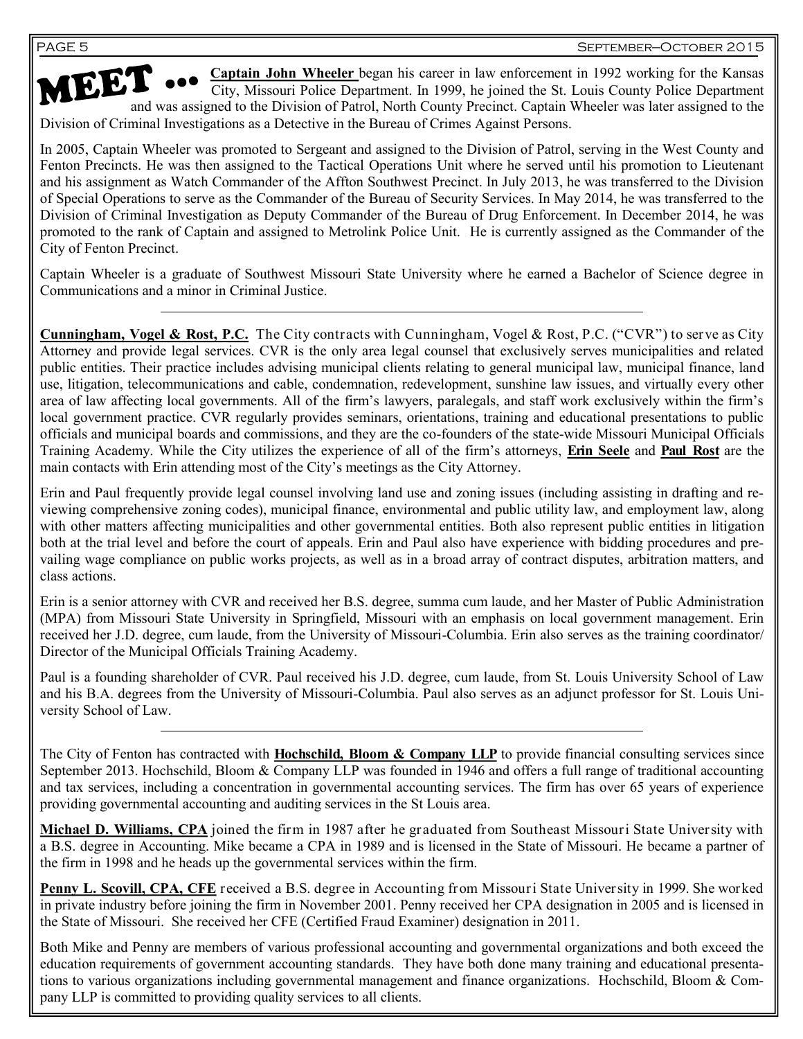# MEET …

**Captain John Wheeler** began his career in law enforcement in 1992 working for the Kansas City, Missouri Police Department. In 1999, he joined the St. Louis County Police Department and was assigned to the Division of Patrol, North County Precinct. Captain Wheeler was later assigned to the Division of Criminal Investigations as a Detective in the Bureau of Crimes Against Persons.

In 2005, Captain Wheeler was promoted to Sergeant and assigned to the Division of Patrol, serving in the West County and Fenton Precincts. He was then assigned to the Tactical Operations Unit where he served until his promotion to Lieutenant and his assignment as Watch Commander of the Affton Southwest Precinct. In July 2013, he was transferred to the Division of Special Operations to serve as the Commander of the Bureau of Security Services. In May 2014, he was transferred to the Division of Criminal Investigation as Deputy Commander of the Bureau of Drug Enforcement. In December 2014, he was promoted to the rank of Captain and assigned to Metrolink Police Unit. He is currently assigned as the Commander of the City of Fenton Precinct.

Captain Wheeler is a graduate of Southwest Missouri State University where he earned a Bachelor of Science degree in Communications and a minor in Criminal Justice.

---

**Cunningham, Vogel & Rost, P.C.** The City contracts with Cunningham, Vogel & Rost, P.C. ("CVR") to serve as City Attorney and provide legal services. CVR is the only area legal counsel that exclusively serves municipalities and related public entities. Their practice includes advising municipal clients relating to general municipal law, municipal finance, land use, litigation, telecommunications and cable, condemnation, redevelopment, sunshine law issues, and virtually every other area of law affecting local governments. All of the firm's lawyers, paralegals, and staff work exclusively within the firm's local government practice. CVR regularly provides seminars, orientations, training and educational presentations to public officials and municipal boards and commissions, and they are the co-founders of the state-wide Missouri Municipal Officials Training Academy. While the City utilizes the experience of all of the firm's attorneys, **Erin Seele** and **Paul Rost** are the main contacts with Erin attending most of the City's meetings as the City Attorney.

Erin and Paul frequently provide legal counsel involving land use and zoning issues (including assisting in drafting and reviewing comprehensive zoning codes), municipal finance, environmental and public utility law, and employment law, along with other matters affecting municipalities and other governmental entities. Both also represent public entities in litigation both at the trial level and before the court of appeals. Erin and Paul also have experience with bidding procedures and prevailing wage compliance on public works projects, as well as in a broad array of contract disputes, arbitration matters, and class actions.

Erin is a senior attorney with CVR and received her B.S. degree, summa cum laude, and her Master of Public Administration (MPA) from Missouri State University in Springfield, Missouri with an emphasis on local government management. Erin received her J.D. degree, cum laude, from the University of Missouri-Columbia. Erin also serves as the training coordinator/ Director of the Municipal Officials Training Academy.

Paul is a founding shareholder of CVR. Paul received his J.D. degree, cum laude, from St. Louis University School of Law and his B.A. degrees from the University of Missouri-Columbia. Paul also serves as an adjunct professor for St. Louis University School of Law.

---

The City of Fenton has contracted with **Hochschild, Bloom & Company LLP** to provide financial consulting services since September 2013. Hochschild, Bloom & Company LLP was founded in 1946 and offers a full range of traditional accounting and tax services, including a concentration in governmental accounting services. The firm has over 65 years of experience providing governmental accounting and auditing services in the St Louis area.

**Michael D. Williams, CPA** joined the firm in 1987 after he graduated from Southeast Missouri State University with a B.S. degree in Accounting. Mike became a CPA in 1989 and is licensed in the State of Missouri. He became a partner of the firm in 1998 and he heads up the governmental services within the firm.

**Penny L. Scovill, CPA, CFE** received a B.S. degree in Accounting from Missouri State University in 1999. She worked in private industry before joining the firm in November 2001. Penny received her CPA designation in 2005 and is licensed in the State of Missouri. She received her CFE (Certified Fraud Examiner) designation in 2011.

Both Mike and Penny are members of various professional accounting and governmental organizations and both exceed the education requirements of government accounting standards. They have both done many training and educational presentations to various organizations including governmental management and finance organizations. Hochschild, Bloom & Company LLP is committed to providing quality services to all clients.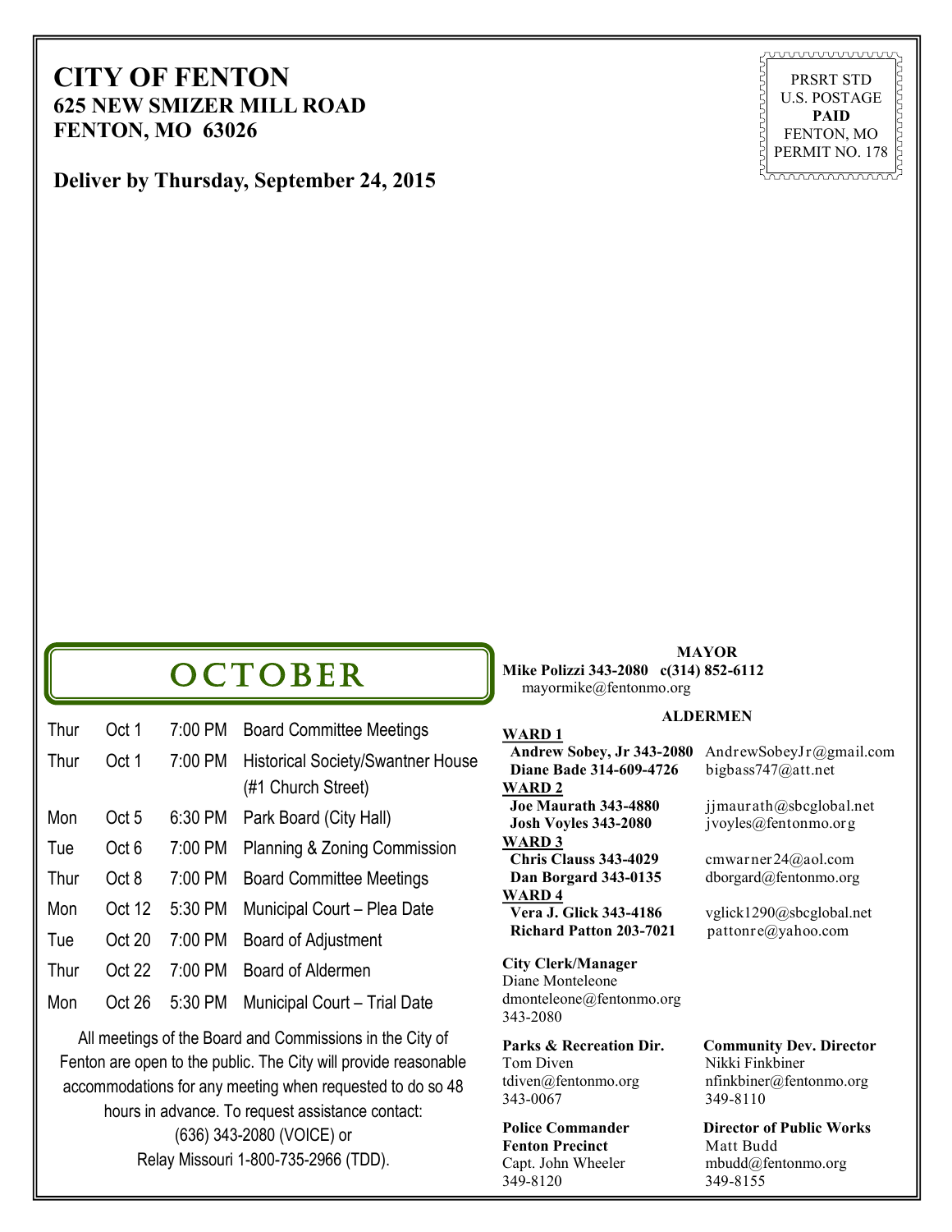# CITY OF FENTON
**625 NEW SMIZER MILL ROAD**
**FENTON, MO 63026**

**Deliver by Thursday, September 24, 2015**

PRSRT STD
U.S. POSTAGE
**PAID**
FENTON, MO
PERMIT NO. 178

## OCTOBER

| | | | |
|---|---|---|---|
| Thur | Oct 1 | 7:00 PM | Board Committee Meetings |
| Thur | Oct 1 | 7:00 PM | Historical Society/Swantner House (#1 Church Street) |
| Mon | Oct 5 | 6:30 PM | Park Board (City Hall) |
| Tue | Oct 6 | 7:00 PM | Planning & Zoning Commission |
| Thur | Oct 8 | 7:00 PM | Board Committee Meetings |
| Mon | Oct 12 | 5:30 PM | Municipal Court – Plea Date |
| Tue | Oct 20 | 7:00 PM | Board of Adjustment |
| Thur | Oct 22 | 7:00 PM | Board of Aldermen |
| Mon | Oct 26 | 5:30 PM | Municipal Court – Trial Date |

All meetings of the Board and Commissions in the City of Fenton are open to the public. The City will provide reasonable accommodations for any meeting when requested to do so 48 hours in advance. To request assistance contact:
(636) 343-2080 (VOICE) or
Relay Missouri 1-800-735-2966 (TDD).

**MAYOR**
**Mike Polizzi 343-2080 c(314) 852-6112**
mayormike@fentonmo.org

**ALDERMEN**

**WARD 1**
**Andrew Sobey, Jr 343-2080** AndrewSobeyJr@gmail.com
**Diane Bade 314-609-4726** bigbass747@att.net

**WARD 2**
**Joe Maurath 343-4880** jjmaurath@sbcglobal.net
**Josh Voyles 343-2080** jvoyles@fentonmo.org

**WARD 3**
**Chris Clauss 343-4029** cmwarner24@aol.com
**Dan Borgard 343-0135** dborgard@fentonmo.org

**WARD 4**
**Vera J. Glick 343-4186** vglick1290@sbcglobal.net
**Richard Patton 203-7021** pattonre@yahoo.com

**City Clerk/Manager**
Diane Monteleone
dmonteleone@fentonmo.org
343-2080

**Parks & Recreation Dir.**
Tom Diven
tdiven@fentonmo.org
343-0067

**Community Dev. Director**
Nikki Finkbiner
nfinkbiner@fentonmo.org
349-8110

**Police Commander**
**Fenton Precinct**
Capt. John Wheeler
349-8120

**Director of Public Works**
Matt Budd
mbudd@fentonmo.org
349-8155